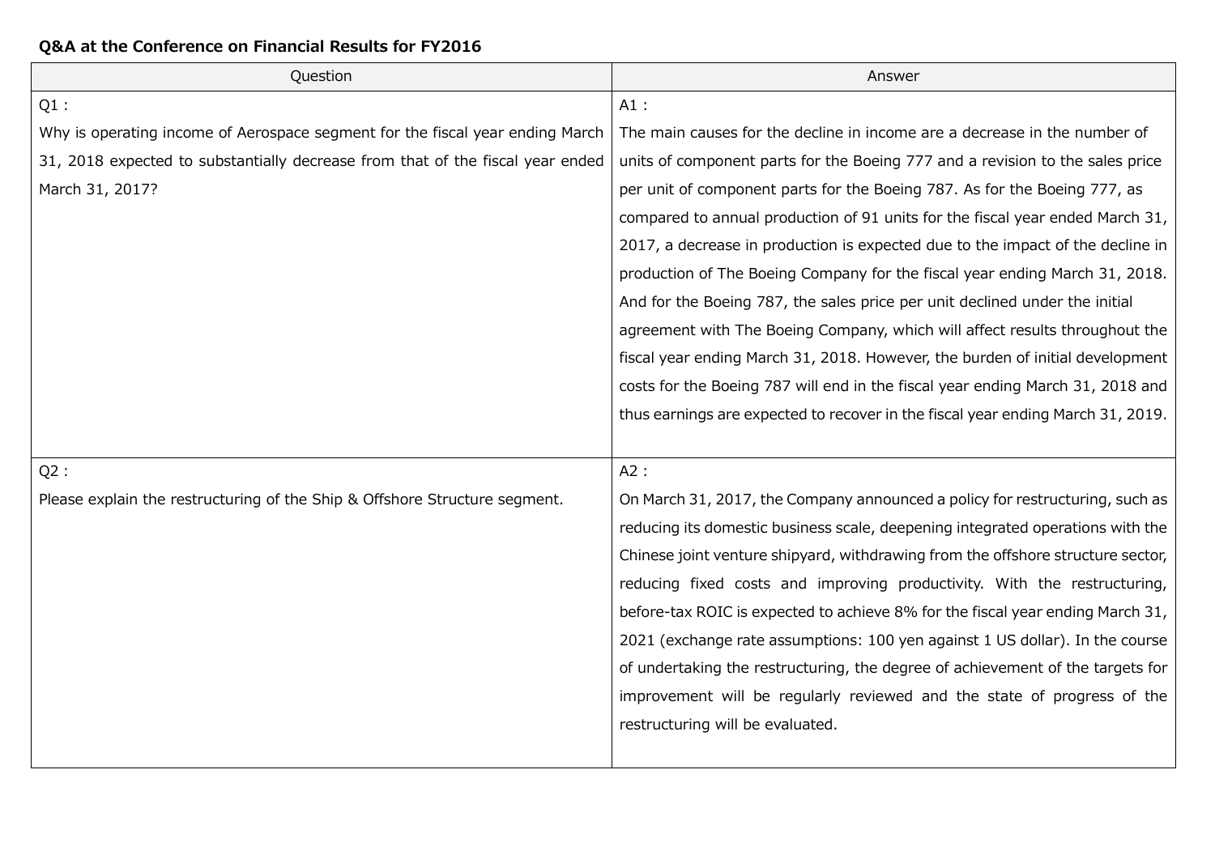**Q&A at the Conference on Financial Results for FY2016**

| Question | Answer |
| --- | --- |
| Q1 :<br>Why is operating income of Aerospace segment for the fiscal year ending March 31, 2018 expected to substantially decrease from that of the fiscal year ended March 31, 2017? | A1 :<br>The main causes for the decline in income are a decrease in the number of units of component parts for the Boeing 777 and a revision to the sales price per unit of component parts for the Boeing 787. As for the Boeing 777, as compared to annual production of 91 units for the fiscal year ended March 31, 2017, a decrease in production is expected due to the impact of the decline in production of The Boeing Company for the fiscal year ending March 31, 2018. And for the Boeing 787, the sales price per unit declined under the initial agreement with The Boeing Company, which will affect results throughout the fiscal year ending March 31, 2018. However, the burden of initial development costs for the Boeing 787 will end in the fiscal year ending March 31, 2018 and thus earnings are expected to recover in the fiscal year ending March 31, 2019. |
| Q2 :<br>Please explain the restructuring of the Ship & Offshore Structure segment. | A2 :<br>On March 31, 2017, the Company announced a policy for restructuring, such as reducing its domestic business scale, deepening integrated operations with the Chinese joint venture shipyard, withdrawing from the offshore structure sector, reducing fixed costs and improving productivity. With the restructuring, before-tax ROIC is expected to achieve 8% for the fiscal year ending March 31, 2021 (exchange rate assumptions: 100 yen against 1 US dollar). In the course of undertaking the restructuring, the degree of achievement of the targets for improvement will be regularly reviewed and the state of progress of the restructuring will be evaluated. |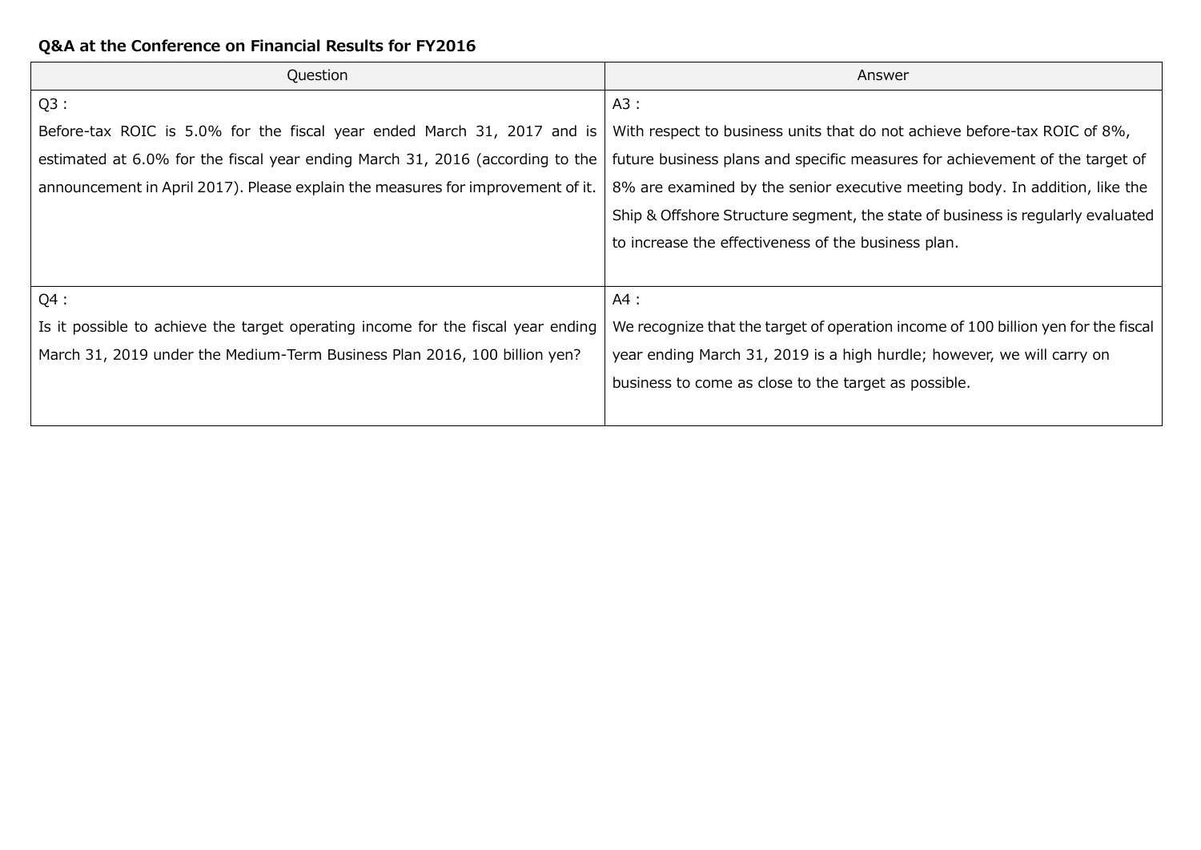**Q&A at the Conference on Financial Results for FY2016**

| Question | Answer |
| --- | --- |
| Q3 :<br>Before-tax ROIC is 5.0% for the fiscal year ended March 31, 2017 and is estimated at 6.0% for the fiscal year ending March 31, 2016 (according to the announcement in April 2017). Please explain the measures for improvement of it. | A3 :<br>With respect to business units that do not achieve before-tax ROIC of 8%, future business plans and specific measures for achievement of the target of 8% are examined by the senior executive meeting body. In addition, like the Ship & Offshore Structure segment, the state of business is regularly evaluated to increase the effectiveness of the business plan. |
| Q4 :<br>Is it possible to achieve the target operating income for the fiscal year ending March 31, 2019 under the Medium-Term Business Plan 2016, 100 billion yen? | A4 :<br>We recognize that the target of operation income of 100 billion yen for the fiscal year ending March 31, 2019 is a high hurdle; however, we will carry on business to come as close to the target as possible. |